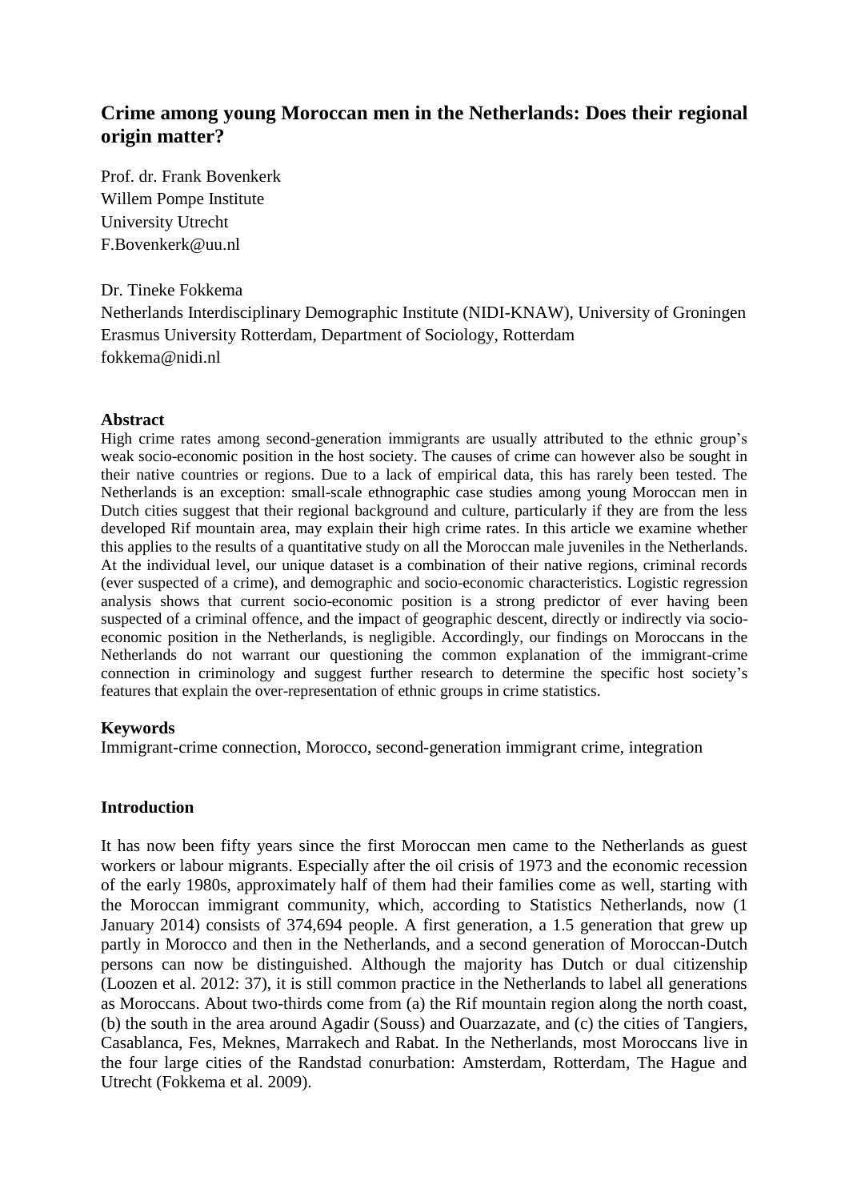# Crime among young Moroccan men in the Netherlands: Does their regional origin matter?

Prof. dr. Frank Bovenkerk
Willem Pompe Institute
University Utrecht
F.Bovenkerk@uu.nl

Dr. Tineke Fokkema
Netherlands Interdisciplinary Demographic Institute (NIDI-KNAW), University of Groningen
Erasmus University Rotterdam, Department of Sociology, Rotterdam
fokkema@nidi.nl

### Abstract

High crime rates among second-generation immigrants are usually attributed to the ethnic group's weak socio-economic position in the host society. The causes of crime can however also be sought in their native countries or regions. Due to a lack of empirical data, this has rarely been tested. The Netherlands is an exception: small-scale ethnographic case studies among young Moroccan men in Dutch cities suggest that their regional background and culture, particularly if they are from the less developed Rif mountain area, may explain their high crime rates. In this article we examine whether this applies to the results of a quantitative study on all the Moroccan male juveniles in the Netherlands. At the individual level, our unique dataset is a combination of their native regions, criminal records (ever suspected of a crime), and demographic and socio-economic characteristics. Logistic regression analysis shows that current socio-economic position is a strong predictor of ever having been suspected of a criminal offence, and the impact of geographic descent, directly or indirectly via socio-economic position in the Netherlands, is negligible. Accordingly, our findings on Moroccans in the Netherlands do not warrant our questioning the common explanation of the immigrant-crime connection in criminology and suggest further research to determine the specific host society's features that explain the over-representation of ethnic groups in crime statistics.

### Keywords

Immigrant-crime connection, Morocco, second-generation immigrant crime, integration

### Introduction

It has now been fifty years since the first Moroccan men came to the Netherlands as guest workers or labour migrants. Especially after the oil crisis of 1973 and the economic recession of the early 1980s, approximately half of them had their families come as well, starting with the Moroccan immigrant community, which, according to Statistics Netherlands, now (1 January 2014) consists of 374,694 people. A first generation, a 1.5 generation that grew up partly in Morocco and then in the Netherlands, and a second generation of Moroccan-Dutch persons can now be distinguished. Although the majority has Dutch or dual citizenship (Loozen et al. 2012: 37), it is still common practice in the Netherlands to label all generations as Moroccans. About two-thirds come from (a) the Rif mountain region along the north coast, (b) the south in the area around Agadir (Souss) and Ouarzazate, and (c) the cities of Tangiers, Casablanca, Fes, Meknes, Marrakech and Rabat. In the Netherlands, most Moroccans live in the four large cities of the Randstad conurbation: Amsterdam, Rotterdam, The Hague and Utrecht (Fokkema et al. 2009).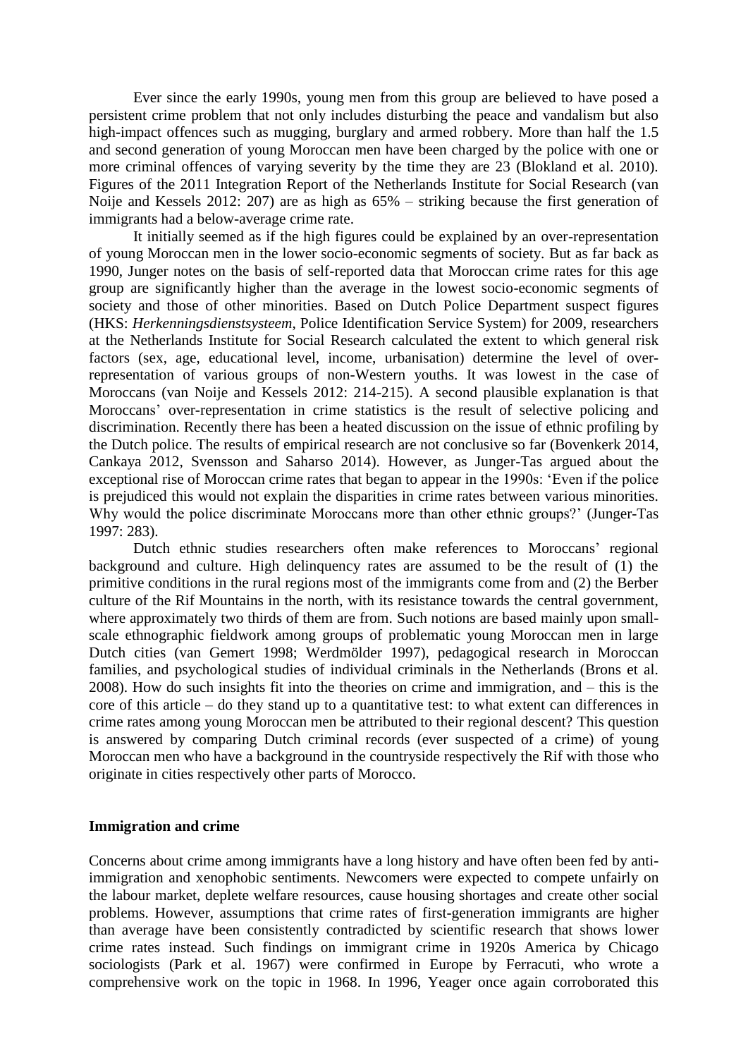Ever since the early 1990s, young men from this group are believed to have posed a persistent crime problem that not only includes disturbing the peace and vandalism but also high-impact offences such as mugging, burglary and armed robbery. More than half the 1.5 and second generation of young Moroccan men have been charged by the police with one or more criminal offences of varying severity by the time they are 23 (Blokland et al. 2010). Figures of the 2011 Integration Report of the Netherlands Institute for Social Research (van Noije and Kessels 2012: 207) are as high as 65% – striking because the first generation of immigrants had a below-average crime rate.

It initially seemed as if the high figures could be explained by an over-representation of young Moroccan men in the lower socio-economic segments of society. But as far back as 1990, Junger notes on the basis of self-reported data that Moroccan crime rates for this age group are significantly higher than the average in the lowest socio-economic segments of society and those of other minorities. Based on Dutch Police Department suspect figures (HKS: *Herkenningsdienstsysteem*, Police Identification Service System) for 2009, researchers at the Netherlands Institute for Social Research calculated the extent to which general risk factors (sex, age, educational level, income, urbanisation) determine the level of over-representation of various groups of non-Western youths. It was lowest in the case of Moroccans (van Noije and Kessels 2012: 214-215). A second plausible explanation is that Moroccans' over-representation in crime statistics is the result of selective policing and discrimination. Recently there has been a heated discussion on the issue of ethnic profiling by the Dutch police. The results of empirical research are not conclusive so far (Bovenkerk 2014, Cankaya 2012, Svensson and Saharso 2014). However, as Junger-Tas argued about the exceptional rise of Moroccan crime rates that began to appear in the 1990s: 'Even if the police is prejudiced this would not explain the disparities in crime rates between various minorities. Why would the police discriminate Moroccans more than other ethnic groups?' (Junger-Tas 1997: 283).

Dutch ethnic studies researchers often make references to Moroccans' regional background and culture. High delinquency rates are assumed to be the result of (1) the primitive conditions in the rural regions most of the immigrants come from and (2) the Berber culture of the Rif Mountains in the north, with its resistance towards the central government, where approximately two thirds of them are from. Such notions are based mainly upon small-scale ethnographic fieldwork among groups of problematic young Moroccan men in large Dutch cities (van Gemert 1998; Werdmölder 1997), pedagogical research in Moroccan families, and psychological studies of individual criminals in the Netherlands (Brons et al. 2008). How do such insights fit into the theories on crime and immigration, and – this is the core of this article – do they stand up to a quantitative test: to what extent can differences in crime rates among young Moroccan men be attributed to their regional descent? This question is answered by comparing Dutch criminal records (ever suspected of a crime) of young Moroccan men who have a background in the countryside respectively the Rif with those who originate in cities respectively other parts of Morocco.

## Immigration and crime

Concerns about crime among immigrants have a long history and have often been fed by anti-immigration and xenophobic sentiments. Newcomers were expected to compete unfairly on the labour market, deplete welfare resources, cause housing shortages and create other social problems. However, assumptions that crime rates of first-generation immigrants are higher than average have been consistently contradicted by scientific research that shows lower crime rates instead. Such findings on immigrant crime in 1920s America by Chicago sociologists (Park et al. 1967) were confirmed in Europe by Ferracuti, who wrote a comprehensive work on the topic in 1968. In 1996, Yeager once again corroborated this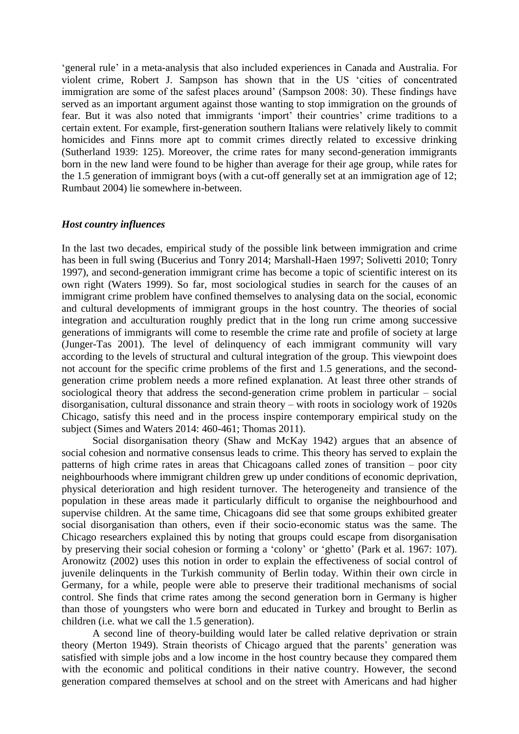'general rule' in a meta-analysis that also included experiences in Canada and Australia. For violent crime, Robert J. Sampson has shown that in the US 'cities of concentrated immigration are some of the safest places around' (Sampson 2008: 30). These findings have served as an important argument against those wanting to stop immigration on the grounds of fear. But it was also noted that immigrants 'import' their countries' crime traditions to a certain extent. For example, first-generation southern Italians were relatively likely to commit homicides and Finns more apt to commit crimes directly related to excessive drinking (Sutherland 1939: 125). Moreover, the crime rates for many second-generation immigrants born in the new land were found to be higher than average for their age group, while rates for the 1.5 generation of immigrant boys (with a cut-off generally set at an immigration age of 12; Rumbaut 2004) lie somewhere in-between.

### *Host country influences*

In the last two decades, empirical study of the possible link between immigration and crime has been in full swing (Bucerius and Tonry 2014; Marshall-Haen 1997; Solivetti 2010; Tonry 1997), and second-generation immigrant crime has become a topic of scientific interest on its own right (Waters 1999). So far, most sociological studies in search for the causes of an immigrant crime problem have confined themselves to analysing data on the social, economic and cultural developments of immigrant groups in the host country. The theories of social integration and acculturation roughly predict that in the long run crime among successive generations of immigrants will come to resemble the crime rate and profile of society at large (Junger-Tas 2001). The level of delinquency of each immigrant community will vary according to the levels of structural and cultural integration of the group. This viewpoint does not account for the specific crime problems of the first and 1.5 generations, and the second-generation crime problem needs a more refined explanation. At least three other strands of sociological theory that address the second-generation crime problem in particular – social disorganisation, cultural dissonance and strain theory – with roots in sociology work of 1920s Chicago, satisfy this need and in the process inspire contemporary empirical study on the subject (Simes and Waters 2014: 460-461; Thomas 2011).

Social disorganisation theory (Shaw and McKay 1942) argues that an absence of social cohesion and normative consensus leads to crime. This theory has served to explain the patterns of high crime rates in areas that Chicagoans called zones of transition – poor city neighbourhoods where immigrant children grew up under conditions of economic deprivation, physical deterioration and high resident turnover. The heterogeneity and transience of the population in these areas made it particularly difficult to organise the neighbourhood and supervise children. At the same time, Chicagoans did see that some groups exhibited greater social disorganisation than others, even if their socio-economic status was the same. The Chicago researchers explained this by noting that groups could escape from disorganisation by preserving their social cohesion or forming a 'colony' or 'ghetto' (Park et al. 1967: 107). Aronowitz (2002) uses this notion in order to explain the effectiveness of social control of juvenile delinquents in the Turkish community of Berlin today. Within their own circle in Germany, for a while, people were able to preserve their traditional mechanisms of social control. She finds that crime rates among the second generation born in Germany is higher than those of youngsters who were born and educated in Turkey and brought to Berlin as children (i.e. what we call the 1.5 generation).

A second line of theory-building would later be called relative deprivation or strain theory (Merton 1949). Strain theorists of Chicago argued that the parents' generation was satisfied with simple jobs and a low income in the host country because they compared them with the economic and political conditions in their native country. However, the second generation compared themselves at school and on the street with Americans and had higher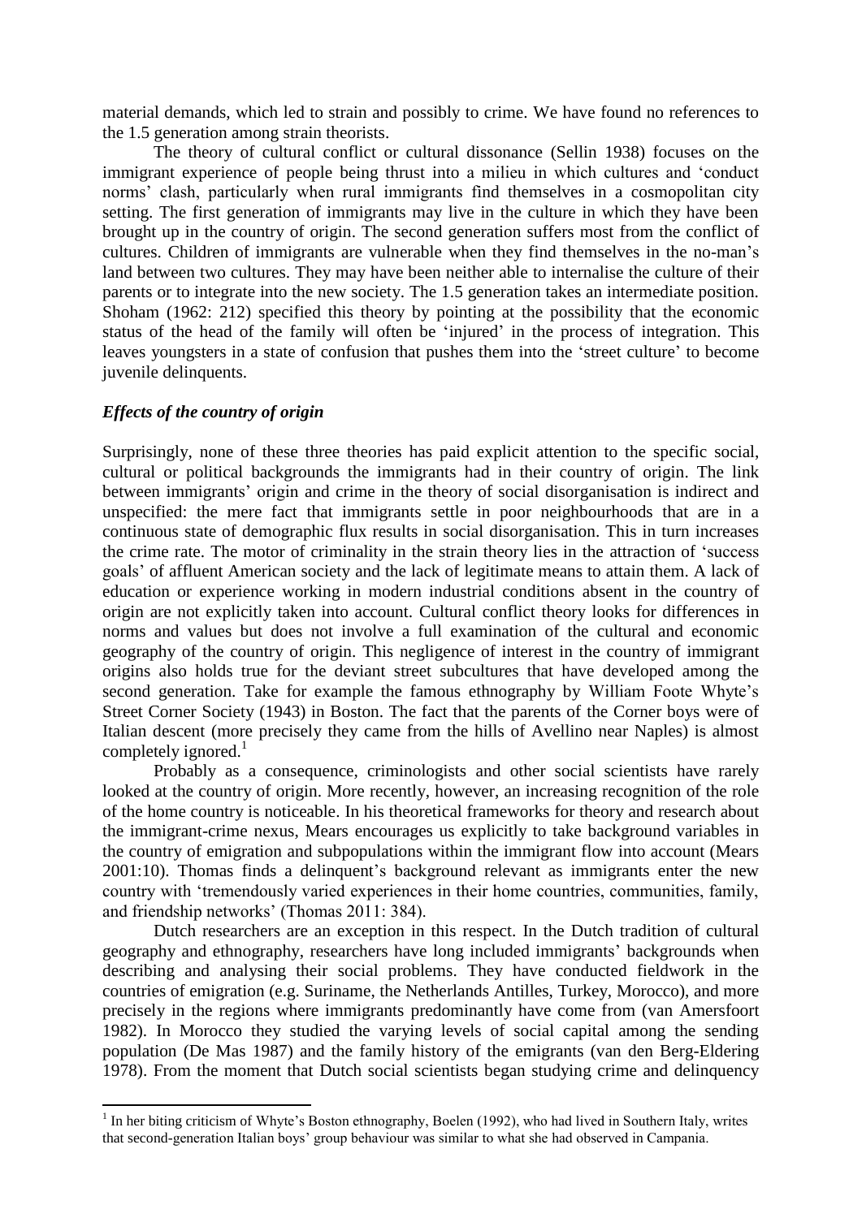material demands, which led to strain and possibly to crime. We have found no references to the 1.5 generation among strain theorists.

The theory of cultural conflict or cultural dissonance (Sellin 1938) focuses on the immigrant experience of people being thrust into a milieu in which cultures and 'conduct norms' clash, particularly when rural immigrants find themselves in a cosmopolitan city setting. The first generation of immigrants may live in the culture in which they have been brought up in the country of origin. The second generation suffers most from the conflict of cultures. Children of immigrants are vulnerable when they find themselves in the no-man's land between two cultures. They may have been neither able to internalise the culture of their parents or to integrate into the new society. The 1.5 generation takes an intermediate position. Shoham (1962: 212) specified this theory by pointing at the possibility that the economic status of the head of the family will often be 'injured' in the process of integration. This leaves youngsters in a state of confusion that pushes them into the 'street culture' to become juvenile delinquents.

### *Effects of the country of origin*

Surprisingly, none of these three theories has paid explicit attention to the specific social, cultural or political backgrounds the immigrants had in their country of origin. The link between immigrants' origin and crime in the theory of social disorganisation is indirect and unspecified: the mere fact that immigrants settle in poor neighbourhoods that are in a continuous state of demographic flux results in social disorganisation. This in turn increases the crime rate. The motor of criminality in the strain theory lies in the attraction of 'success goals' of affluent American society and the lack of legitimate means to attain them. A lack of education or experience working in modern industrial conditions absent in the country of origin are not explicitly taken into account. Cultural conflict theory looks for differences in norms and values but does not involve a full examination of the cultural and economic geography of the country of origin. This negligence of interest in the country of immigrant origins also holds true for the deviant street subcultures that have developed among the second generation. Take for example the famous ethnography by William Foote Whyte's Street Corner Society (1943) in Boston. The fact that the parents of the Corner boys were of Italian descent (more precisely they came from the hills of Avellino near Naples) is almost completely ignored.[1]

Probably as a consequence, criminologists and other social scientists have rarely looked at the country of origin. More recently, however, an increasing recognition of the role of the home country is noticeable. In his theoretical frameworks for theory and research about the immigrant-crime nexus, Mears encourages us explicitly to take background variables in the country of emigration and subpopulations within the immigrant flow into account (Mears 2001:10). Thomas finds a delinquent's background relevant as immigrants enter the new country with 'tremendously varied experiences in their home countries, communities, family, and friendship networks' (Thomas 2011: 384).

Dutch researchers are an exception in this respect. In the Dutch tradition of cultural geography and ethnography, researchers have long included immigrants' backgrounds when describing and analysing their social problems. They have conducted fieldwork in the countries of emigration (e.g. Suriname, the Netherlands Antilles, Turkey, Morocco), and more precisely in the regions where immigrants predominantly have come from (van Amersfoort 1982). In Morocco they studied the varying levels of social capital among the sending population (De Mas 1987) and the family history of the emigrants (van den Berg-Eldering 1978). From the moment that Dutch social scientists began studying crime and delinquency

[1] In her biting criticism of Whyte's Boston ethnography, Boelen (1992), who had lived in Southern Italy, writes that second-generation Italian boys' group behaviour was similar to what she had observed in Campania.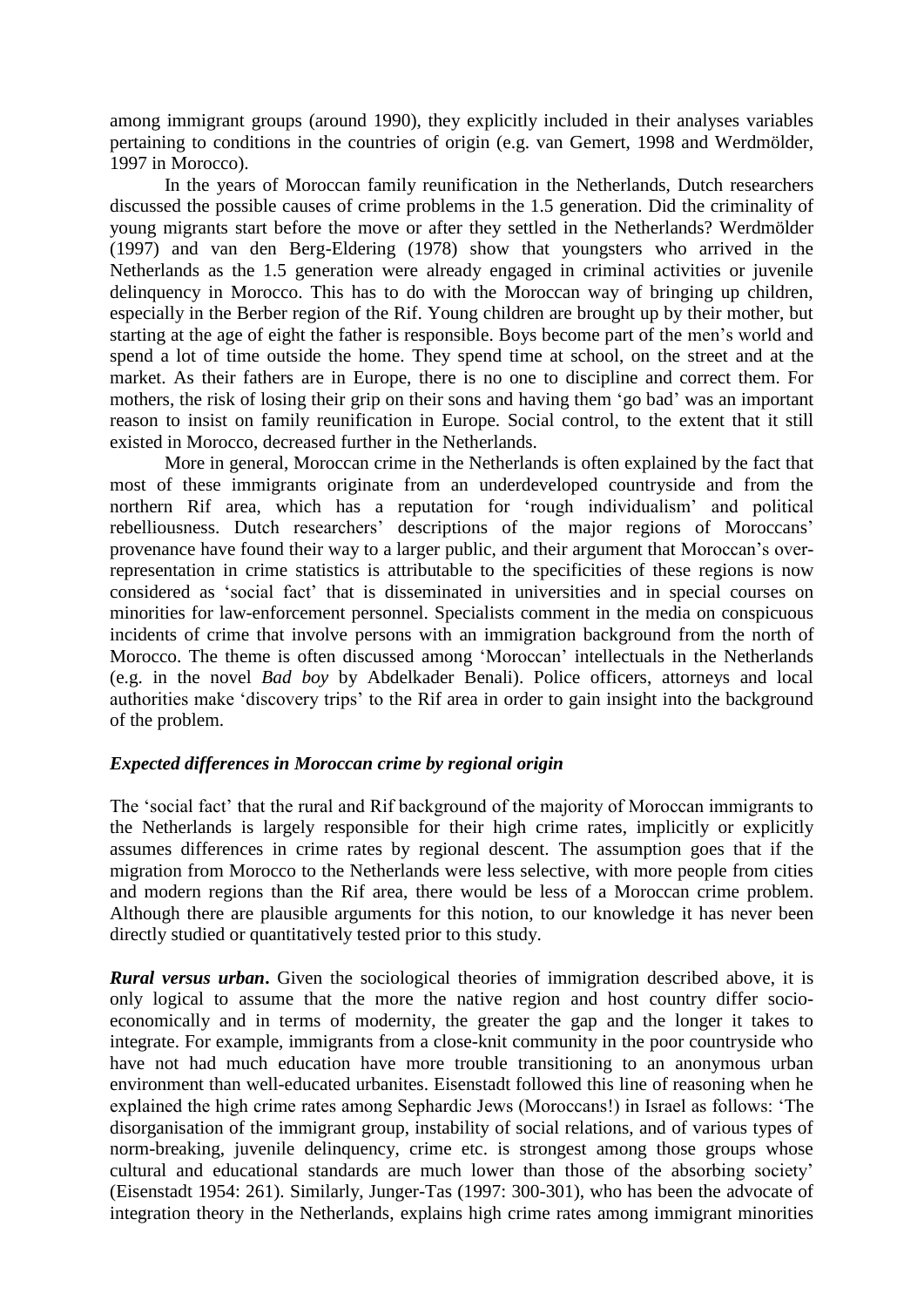among immigrant groups (around 1990), they explicitly included in their analyses variables pertaining to conditions in the countries of origin (e.g. van Gemert, 1998 and Werdmölder, 1997 in Morocco).

In the years of Moroccan family reunification in the Netherlands, Dutch researchers discussed the possible causes of crime problems in the 1.5 generation. Did the criminality of young migrants start before the move or after they settled in the Netherlands? Werdmölder (1997) and van den Berg-Eldering (1978) show that youngsters who arrived in the Netherlands as the 1.5 generation were already engaged in criminal activities or juvenile delinquency in Morocco. This has to do with the Moroccan way of bringing up children, especially in the Berber region of the Rif. Young children are brought up by their mother, but starting at the age of eight the father is responsible. Boys become part of the men's world and spend a lot of time outside the home. They spend time at school, on the street and at the market. As their fathers are in Europe, there is no one to discipline and correct them. For mothers, the risk of losing their grip on their sons and having them 'go bad' was an important reason to insist on family reunification in Europe. Social control, to the extent that it still existed in Morocco, decreased further in the Netherlands.

More in general, Moroccan crime in the Netherlands is often explained by the fact that most of these immigrants originate from an underdeveloped countryside and from the northern Rif area, which has a reputation for 'rough individualism' and political rebelliousness. Dutch researchers' descriptions of the major regions of Moroccans' provenance have found their way to a larger public, and their argument that Moroccan's over-representation in crime statistics is attributable to the specificities of these regions is now considered as 'social fact' that is disseminated in universities and in special courses on minorities for law-enforcement personnel. Specialists comment in the media on conspicuous incidents of crime that involve persons with an immigration background from the north of Morocco. The theme is often discussed among 'Moroccan' intellectuals in the Netherlands (e.g. in the novel *Bad boy* by Abdelkader Benali). Police officers, attorneys and local authorities make 'discovery trips' to the Rif area in order to gain insight into the background of the problem.

### *Expected differences in Moroccan crime by regional origin*

The 'social fact' that the rural and Rif background of the majority of Moroccan immigrants to the Netherlands is largely responsible for their high crime rates, implicitly or explicitly assumes differences in crime rates by regional descent. The assumption goes that if the migration from Morocco to the Netherlands were less selective, with more people from cities and modern regions than the Rif area, there would be less of a Moroccan crime problem. Although there are plausible arguments for this notion, to our knowledge it has never been directly studied or quantitatively tested prior to this study.

***Rural versus urban*.** Given the sociological theories of immigration described above, it is only logical to assume that the more the native region and host country differ socio-economically and in terms of modernity, the greater the gap and the longer it takes to integrate. For example, immigrants from a close-knit community in the poor countryside who have not had much education have more trouble transitioning to an anonymous urban environment than well-educated urbanites. Eisenstadt followed this line of reasoning when he explained the high crime rates among Sephardic Jews (Moroccans!) in Israel as follows: 'The disorganisation of the immigrant group, instability of social relations, and of various types of norm-breaking, juvenile delinquency, crime etc. is strongest among those groups whose cultural and educational standards are much lower than those of the absorbing society' (Eisenstadt 1954: 261). Similarly, Junger-Tas (1997: 300-301), who has been the advocate of integration theory in the Netherlands, explains high crime rates among immigrant minorities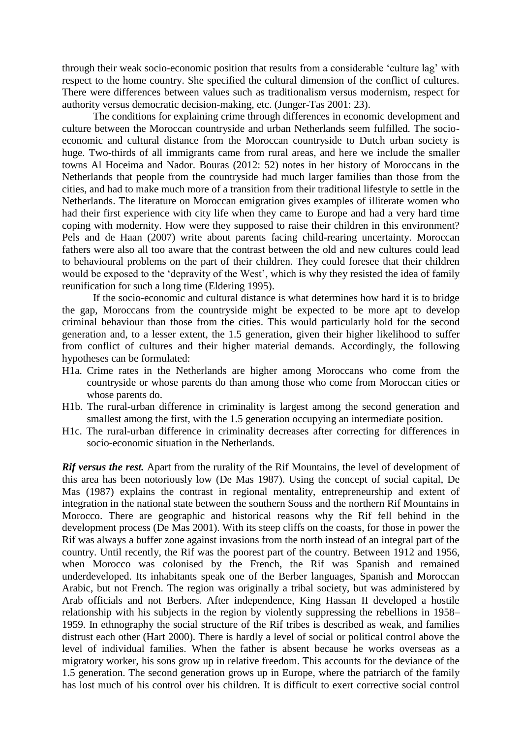through their weak socio-economic position that results from a considerable 'culture lag' with respect to the home country. She specified the cultural dimension of the conflict of cultures. There were differences between values such as traditionalism versus modernism, respect for authority versus democratic decision-making, etc. (Junger-Tas 2001: 23).

The conditions for explaining crime through differences in economic development and culture between the Moroccan countryside and urban Netherlands seem fulfilled. The socio-economic and cultural distance from the Moroccan countryside to Dutch urban society is huge. Two-thirds of all immigrants came from rural areas, and here we include the smaller towns Al Hoceima and Nador. Bouras (2012: 52) notes in her history of Moroccans in the Netherlands that people from the countryside had much larger families than those from the cities, and had to make much more of a transition from their traditional lifestyle to settle in the Netherlands. The literature on Moroccan emigration gives examples of illiterate women who had their first experience with city life when they came to Europe and had a very hard time coping with modernity. How were they supposed to raise their children in this environment? Pels and de Haan (2007) write about parents facing child-rearing uncertainty. Moroccan fathers were also all too aware that the contrast between the old and new cultures could lead to behavioural problems on the part of their children. They could foresee that their children would be exposed to the 'depravity of the West', which is why they resisted the idea of family reunification for such a long time (Eldering 1995).

If the socio-economic and cultural distance is what determines how hard it is to bridge the gap, Moroccans from the countryside might be expected to be more apt to develop criminal behaviour than those from the cities. This would particularly hold for the second generation and, to a lesser extent, the 1.5 generation, given their higher likelihood to suffer from conflict of cultures and their higher material demands. Accordingly, the following hypotheses can be formulated:

- H1a. Crime rates in the Netherlands are higher among Moroccans who come from the countryside or whose parents do than among those who come from Moroccan cities or whose parents do.
- H1b. The rural-urban difference in criminality is largest among the second generation and smallest among the first, with the 1.5 generation occupying an intermediate position.
- H1c. The rural-urban difference in criminality decreases after correcting for differences in socio-economic situation in the Netherlands.

***Rif versus the rest.*** Apart from the rurality of the Rif Mountains, the level of development of this area has been notoriously low (De Mas 1987). Using the concept of social capital, De Mas (1987) explains the contrast in regional mentality, entrepreneurship and extent of integration in the national state between the southern Souss and the northern Rif Mountains in Morocco. There are geographic and historical reasons why the Rif fell behind in the development process (De Mas 2001). With its steep cliffs on the coasts, for those in power the Rif was always a buffer zone against invasions from the north instead of an integral part of the country. Until recently, the Rif was the poorest part of the country. Between 1912 and 1956, when Morocco was colonised by the French, the Rif was Spanish and remained underdeveloped. Its inhabitants speak one of the Berber languages, Spanish and Moroccan Arabic, but not French. The region was originally a tribal society, but was administered by Arab officials and not Berbers. After independence, King Hassan II developed a hostile relationship with his subjects in the region by violently suppressing the rebellions in 1958–1959. In ethnography the social structure of the Rif tribes is described as weak, and families distrust each other (Hart 2000). There is hardly a level of social or political control above the level of individual families. When the father is absent because he works overseas as a migratory worker, his sons grow up in relative freedom. This accounts for the deviance of the 1.5 generation. The second generation grows up in Europe, where the patriarch of the family has lost much of his control over his children. It is difficult to exert corrective social control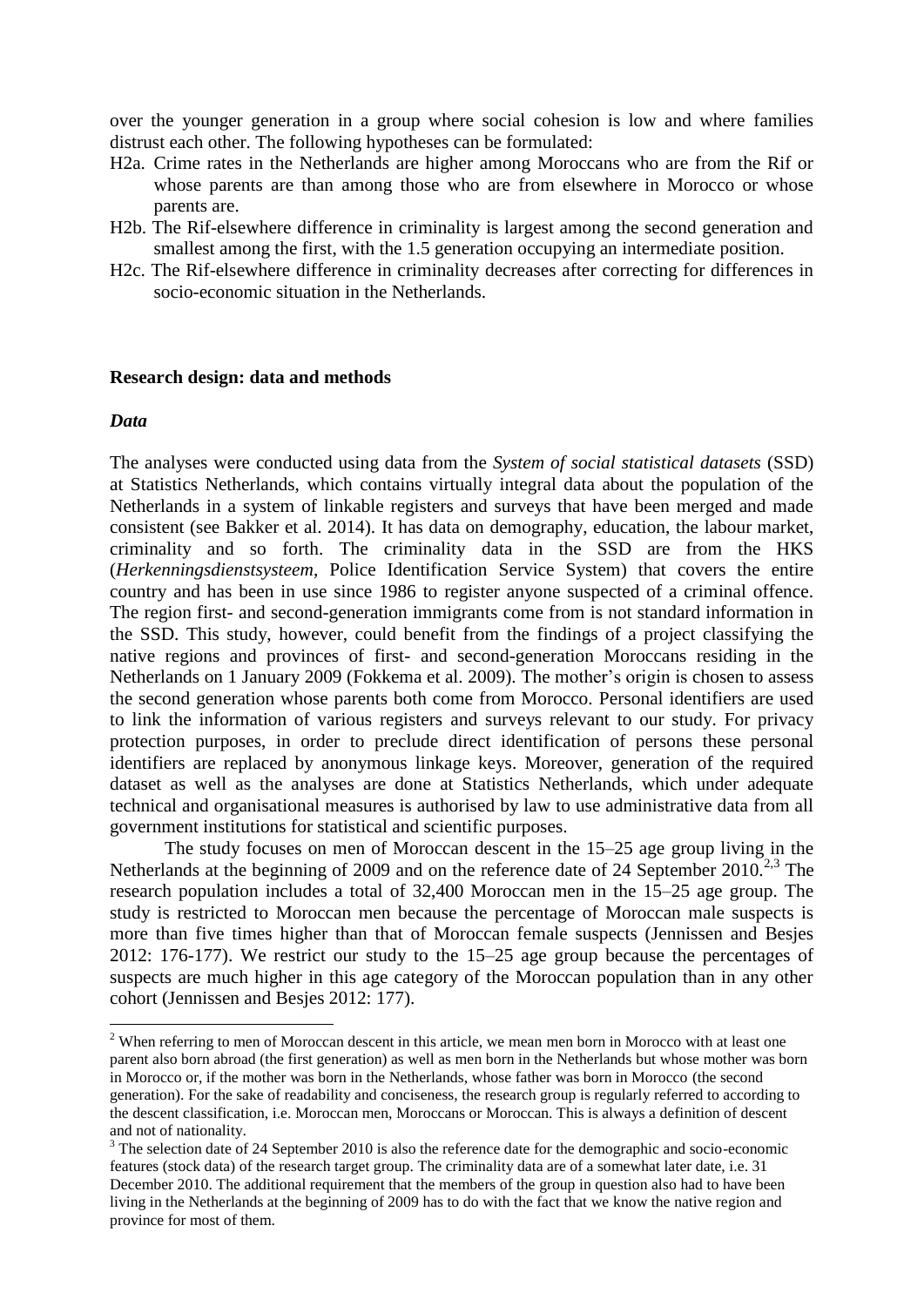over the younger generation in a group where social cohesion is low and where families distrust each other. The following hypotheses can be formulated:

H2a. Crime rates in the Netherlands are higher among Moroccans who are from the Rif or whose parents are than among those who are from elsewhere in Morocco or whose parents are.

H2b. The Rif-elsewhere difference in criminality is largest among the second generation and smallest among the first, with the 1.5 generation occupying an intermediate position.

H2c. The Rif-elsewhere difference in criminality decreases after correcting for differences in socio-economic situation in the Netherlands.

## Research design: data and methods

### *Data*

The analyses were conducted using data from the *System of social statistical datasets* (SSD) at Statistics Netherlands, which contains virtually integral data about the population of the Netherlands in a system of linkable registers and surveys that have been merged and made consistent (see Bakker et al. 2014). It has data on demography, education, the labour market, criminality and so forth. The criminality data in the SSD are from the HKS (*Herkenningsdienstsysteem*, Police Identification Service System) that covers the entire country and has been in use since 1986 to register anyone suspected of a criminal offence. The region first- and second-generation immigrants come from is not standard information in the SSD. This study, however, could benefit from the findings of a project classifying the native regions and provinces of first- and second-generation Moroccans residing in the Netherlands on 1 January 2009 (Fokkema et al. 2009). The mother's origin is chosen to assess the second generation whose parents both come from Morocco. Personal identifiers are used to link the information of various registers and surveys relevant to our study. For privacy protection purposes, in order to preclude direct identification of persons these personal identifiers are replaced by anonymous linkage keys. Moreover, generation of the required dataset as well as the analyses are done at Statistics Netherlands, which under adequate technical and organisational measures is authorised by law to use administrative data from all government institutions for statistical and scientific purposes.

The study focuses on men of Moroccan descent in the 15–25 age group living in the Netherlands at the beginning of 2009 and on the reference date of 24 September 2010.[2,3] The research population includes a total of 32,400 Moroccan men in the 15–25 age group. The study is restricted to Moroccan men because the percentage of Moroccan male suspects is more than five times higher than that of Moroccan female suspects (Jennissen and Besjes 2012: 176-177). We restrict our study to the 15–25 age group because the percentages of suspects are much higher in this age category of the Moroccan population than in any other cohort (Jennissen and Besjes 2012: 177).

[2] When referring to men of Moroccan descent in this article, we mean men born in Morocco with at least one parent also born abroad (the first generation) as well as men born in the Netherlands but whose mother was born in Morocco or, if the mother was born in the Netherlands, whose father was born in Morocco (the second generation). For the sake of readability and conciseness, the research group is regularly referred to according to the descent classification, i.e. Moroccan men, Moroccans or Moroccan. This is always a definition of descent and not of nationality.

[3] The selection date of 24 September 2010 is also the reference date for the demographic and socio-economic features (stock data) of the research target group. The criminality data are of a somewhat later date, i.e. 31 December 2010. The additional requirement that the members of the group in question also had to have been living in the Netherlands at the beginning of 2009 has to do with the fact that we know the native region and province for most of them.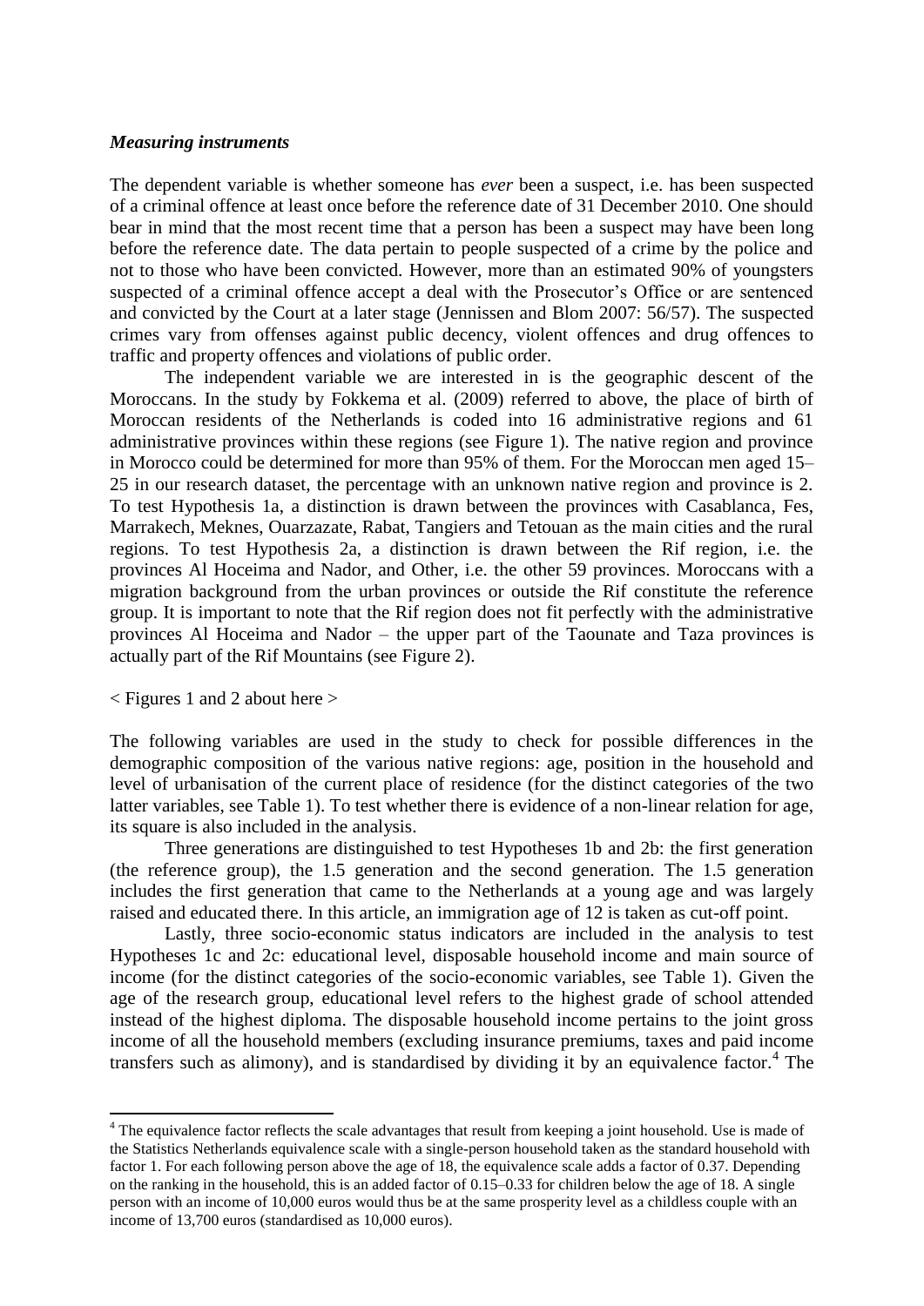***Measuring instruments***

The dependent variable is whether someone has *ever* been a suspect, i.e. has been suspected of a criminal offence at least once before the reference date of 31 December 2010. One should bear in mind that the most recent time that a person has been a suspect may have been long before the reference date. The data pertain to people suspected of a crime by the police and not to those who have been convicted. However, more than an estimated 90% of youngsters suspected of a criminal offence accept a deal with the Prosecutor's Office or are sentenced and convicted by the Court at a later stage (Jennissen and Blom 2007: 56/57). The suspected crimes vary from offenses against public decency, violent offences and drug offences to traffic and property offences and violations of public order.

The independent variable we are interested in is the geographic descent of the Moroccans. In the study by Fokkema et al. (2009) referred to above, the place of birth of Moroccan residents of the Netherlands is coded into 16 administrative regions and 61 administrative provinces within these regions (see Figure 1). The native region and province in Morocco could be determined for more than 95% of them. For the Moroccan men aged 15–25 in our research dataset, the percentage with an unknown native region and province is 2. To test Hypothesis 1a, a distinction is drawn between the provinces with Casablanca, Fes, Marrakech, Meknes, Ouarzazate, Rabat, Tangiers and Tetouan as the main cities and the rural regions. To test Hypothesis 2a, a distinction is drawn between the Rif region, i.e. the provinces Al Hoceima and Nador, and Other, i.e. the other 59 provinces. Moroccans with a migration background from the urban provinces or outside the Rif constitute the reference group. It is important to note that the Rif region does not fit perfectly with the administrative provinces Al Hoceima and Nador – the upper part of the Taounate and Taza provinces is actually part of the Rif Mountains (see Figure 2).

< Figures 1 and 2 about here >

The following variables are used in the study to check for possible differences in the demographic composition of the various native regions: age, position in the household and level of urbanisation of the current place of residence (for the distinct categories of the two latter variables, see Table 1). To test whether there is evidence of a non-linear relation for age, its square is also included in the analysis.

Three generations are distinguished to test Hypotheses 1b and 2b: the first generation (the reference group), the 1.5 generation and the second generation. The 1.5 generation includes the first generation that came to the Netherlands at a young age and was largely raised and educated there. In this article, an immigration age of 12 is taken as cut-off point.

Lastly, three socio-economic status indicators are included in the analysis to test Hypotheses 1c and 2c: educational level, disposable household income and main source of income (for the distinct categories of the socio-economic variables, see Table 1). Given the age of the research group, educational level refers to the highest grade of school attended instead of the highest diploma. The disposable household income pertains to the joint gross income of all the household members (excluding insurance premiums, taxes and paid income transfers such as alimony), and is standardised by dividing it by an equivalence factor.[4] The

[4] The equivalence factor reflects the scale advantages that result from keeping a joint household. Use is made of the Statistics Netherlands equivalence scale with a single-person household taken as the standard household with factor 1. For each following person above the age of 18, the equivalence scale adds a factor of 0.37. Depending on the ranking in the household, this is an added factor of 0.15–0.33 for children below the age of 18. A single person with an income of 10,000 euros would thus be at the same prosperity level as a childless couple with an income of 13,700 euros (standardised as 10,000 euros).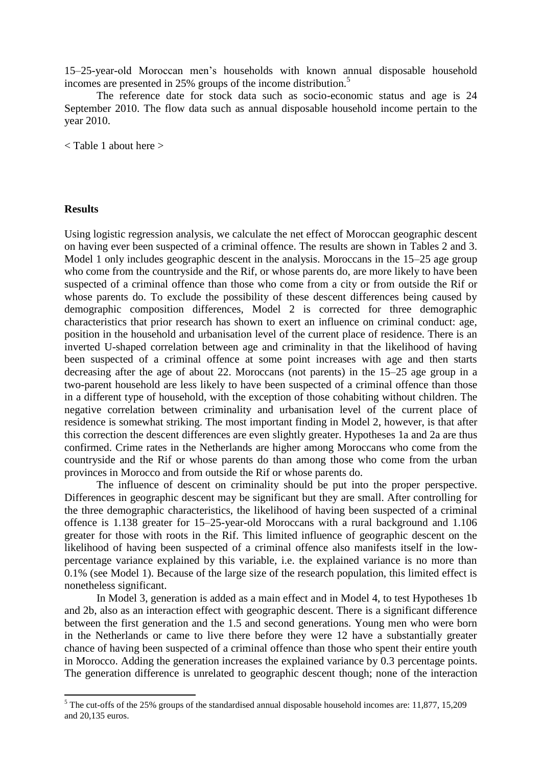15–25-year-old Moroccan men's households with known annual disposable household incomes are presented in 25% groups of the income distribution.[5]

The reference date for stock data such as socio-economic status and age is 24 September 2010. The flow data such as annual disposable household income pertain to the year 2010.

< Table 1 about here >

**Results**

Using logistic regression analysis, we calculate the net effect of Moroccan geographic descent on having ever been suspected of a criminal offence. The results are shown in Tables 2 and 3. Model 1 only includes geographic descent in the analysis. Moroccans in the 15–25 age group who come from the countryside and the Rif, or whose parents do, are more likely to have been suspected of a criminal offence than those who come from a city or from outside the Rif or whose parents do. To exclude the possibility of these descent differences being caused by demographic composition differences, Model 2 is corrected for three demographic characteristics that prior research has shown to exert an influence on criminal conduct: age, position in the household and urbanisation level of the current place of residence. There is an inverted U-shaped correlation between age and criminality in that the likelihood of having been suspected of a criminal offence at some point increases with age and then starts decreasing after the age of about 22. Moroccans (not parents) in the 15–25 age group in a two-parent household are less likely to have been suspected of a criminal offence than those in a different type of household, with the exception of those cohabiting without children. The negative correlation between criminality and urbanisation level of the current place of residence is somewhat striking. The most important finding in Model 2, however, is that after this correction the descent differences are even slightly greater. Hypotheses 1a and 2a are thus confirmed. Crime rates in the Netherlands are higher among Moroccans who come from the countryside and the Rif or whose parents do than among those who come from the urban provinces in Morocco and from outside the Rif or whose parents do.

The influence of descent on criminality should be put into the proper perspective. Differences in geographic descent may be significant but they are small. After controlling for the three demographic characteristics, the likelihood of having been suspected of a criminal offence is 1.138 greater for 15–25-year-old Moroccans with a rural background and 1.106 greater for those with roots in the Rif. This limited influence of geographic descent on the likelihood of having been suspected of a criminal offence also manifests itself in the low-percentage variance explained by this variable, i.e. the explained variance is no more than 0.1% (see Model 1). Because of the large size of the research population, this limited effect is nonetheless significant.

In Model 3, generation is added as a main effect and in Model 4, to test Hypotheses 1b and 2b, also as an interaction effect with geographic descent. There is a significant difference between the first generation and the 1.5 and second generations. Young men who were born in the Netherlands or came to live there before they were 12 have a substantially greater chance of having been suspected of a criminal offence than those who spent their entire youth in Morocco. Adding the generation increases the explained variance by 0.3 percentage points. The generation difference is unrelated to geographic descent though; none of the interaction

[5] The cut-offs of the 25% groups of the standardised annual disposable household incomes are: 11,877, 15,209 and 20,135 euros.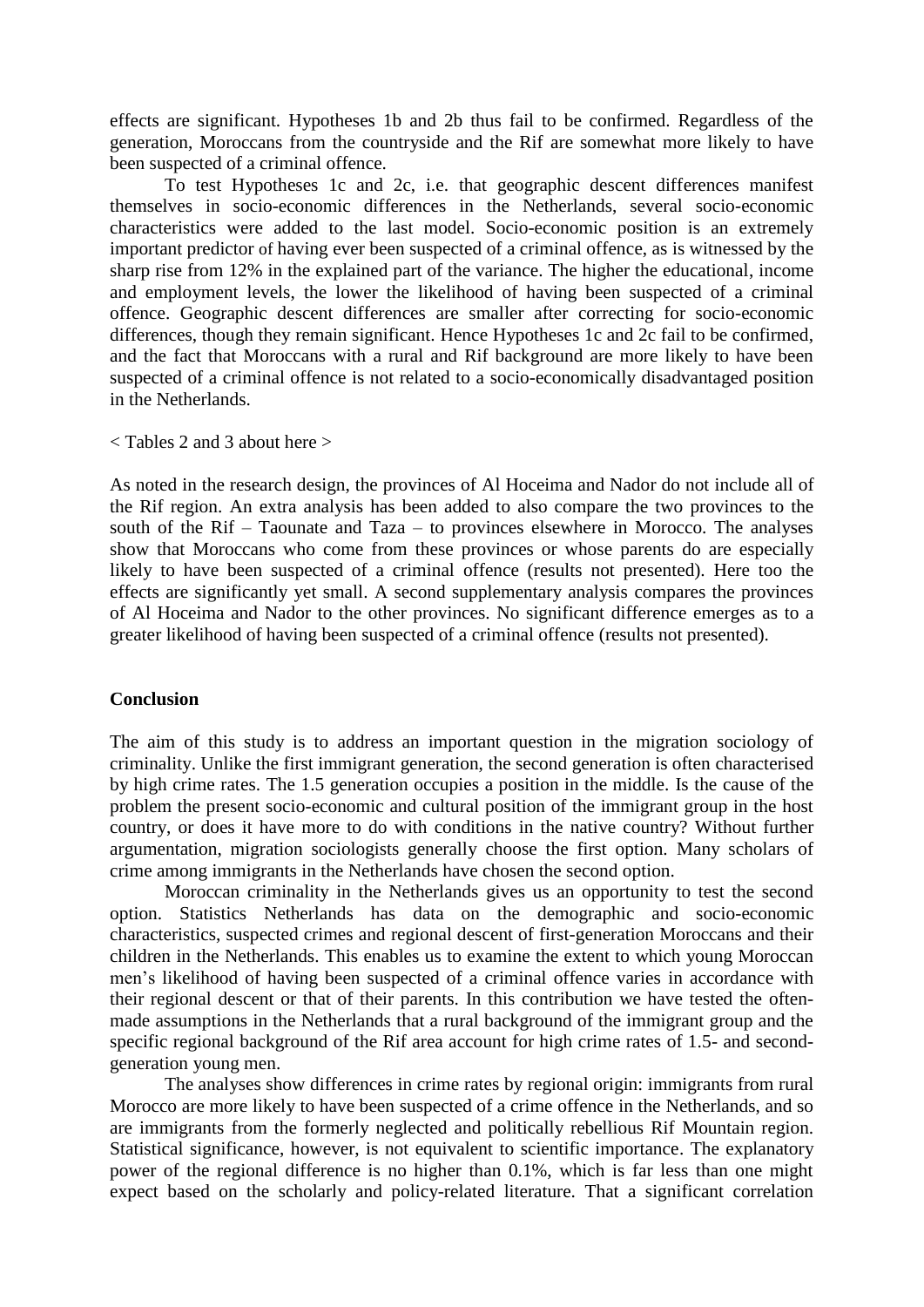effects are significant. Hypotheses 1b and 2b thus fail to be confirmed. Regardless of the generation, Moroccans from the countryside and the Rif are somewhat more likely to have been suspected of a criminal offence.

To test Hypotheses 1c and 2c, i.e. that geographic descent differences manifest themselves in socio-economic differences in the Netherlands, several socio-economic characteristics were added to the last model. Socio-economic position is an extremely important predictor of having ever been suspected of a criminal offence, as is witnessed by the sharp rise from 12% in the explained part of the variance. The higher the educational, income and employment levels, the lower the likelihood of having been suspected of a criminal offence. Geographic descent differences are smaller after correcting for socio-economic differences, though they remain significant. Hence Hypotheses 1c and 2c fail to be confirmed, and the fact that Moroccans with a rural and Rif background are more likely to have been suspected of a criminal offence is not related to a socio-economically disadvantaged position in the Netherlands.

< Tables 2 and 3 about here >

As noted in the research design, the provinces of Al Hoceima and Nador do not include all of the Rif region. An extra analysis has been added to also compare the two provinces to the south of the Rif – Taounate and Taza – to provinces elsewhere in Morocco. The analyses show that Moroccans who come from these provinces or whose parents do are especially likely to have been suspected of a criminal offence (results not presented). Here too the effects are significantly yet small. A second supplementary analysis compares the provinces of Al Hoceima and Nador to the other provinces. No significant difference emerges as to a greater likelihood of having been suspected of a criminal offence (results not presented).

## Conclusion

The aim of this study is to address an important question in the migration sociology of criminality. Unlike the first immigrant generation, the second generation is often characterised by high crime rates. The 1.5 generation occupies a position in the middle. Is the cause of the problem the present socio-economic and cultural position of the immigrant group in the host country, or does it have more to do with conditions in the native country? Without further argumentation, migration sociologists generally choose the first option. Many scholars of crime among immigrants in the Netherlands have chosen the second option.

Moroccan criminality in the Netherlands gives us an opportunity to test the second option. Statistics Netherlands has data on the demographic and socio-economic characteristics, suspected crimes and regional descent of first-generation Moroccans and their children in the Netherlands. This enables us to examine the extent to which young Moroccan men's likelihood of having been suspected of a criminal offence varies in accordance with their regional descent or that of their parents. In this contribution we have tested the often-made assumptions in the Netherlands that a rural background of the immigrant group and the specific regional background of the Rif area account for high crime rates of 1.5- and second-generation young men.

The analyses show differences in crime rates by regional origin: immigrants from rural Morocco are more likely to have been suspected of a crime offence in the Netherlands, and so are immigrants from the formerly neglected and politically rebellious Rif Mountain region. Statistical significance, however, is not equivalent to scientific importance. The explanatory power of the regional difference is no higher than 0.1%, which is far less than one might expect based on the scholarly and policy-related literature. That a significant correlation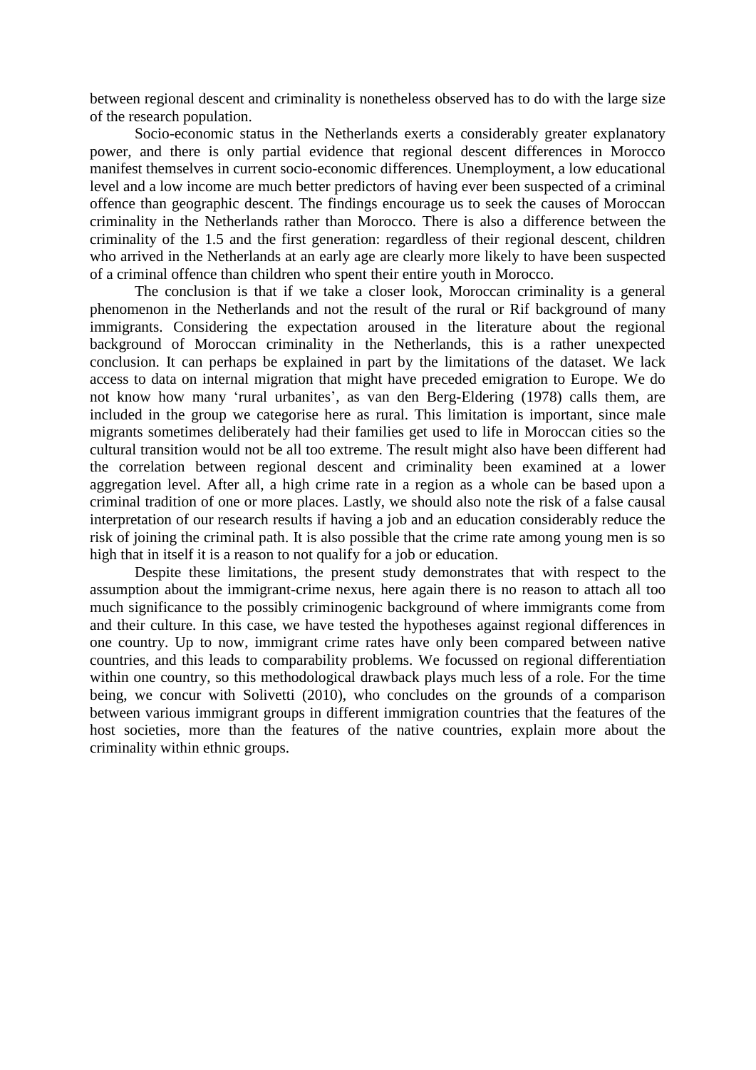between regional descent and criminality is nonetheless observed has to do with the large size of the research population.

Socio-economic status in the Netherlands exerts a considerably greater explanatory power, and there is only partial evidence that regional descent differences in Morocco manifest themselves in current socio-economic differences. Unemployment, a low educational level and a low income are much better predictors of having ever been suspected of a criminal offence than geographic descent. The findings encourage us to seek the causes of Moroccan criminality in the Netherlands rather than Morocco. There is also a difference between the criminality of the 1.5 and the first generation: regardless of their regional descent, children who arrived in the Netherlands at an early age are clearly more likely to have been suspected of a criminal offence than children who spent their entire youth in Morocco.

The conclusion is that if we take a closer look, Moroccan criminality is a general phenomenon in the Netherlands and not the result of the rural or Rif background of many immigrants. Considering the expectation aroused in the literature about the regional background of Moroccan criminality in the Netherlands, this is a rather unexpected conclusion. It can perhaps be explained in part by the limitations of the dataset. We lack access to data on internal migration that might have preceded emigration to Europe. We do not know how many 'rural urbanites', as van den Berg-Eldering (1978) calls them, are included in the group we categorise here as rural. This limitation is important, since male migrants sometimes deliberately had their families get used to life in Moroccan cities so the cultural transition would not be all too extreme. The result might also have been different had the correlation between regional descent and criminality been examined at a lower aggregation level. After all, a high crime rate in a region as a whole can be based upon a criminal tradition of one or more places. Lastly, we should also note the risk of a false causal interpretation of our research results if having a job and an education considerably reduce the risk of joining the criminal path. It is also possible that the crime rate among young men is so high that in itself it is a reason to not qualify for a job or education.

Despite these limitations, the present study demonstrates that with respect to the assumption about the immigrant-crime nexus, here again there is no reason to attach all too much significance to the possibly criminogenic background of where immigrants come from and their culture. In this case, we have tested the hypotheses against regional differences in one country. Up to now, immigrant crime rates have only been compared between native countries, and this leads to comparability problems. We focussed on regional differentiation within one country, so this methodological drawback plays much less of a role. For the time being, we concur with Solivetti (2010), who concludes on the grounds of a comparison between various immigrant groups in different immigration countries that the features of the host societies, more than the features of the native countries, explain more about the criminality within ethnic groups.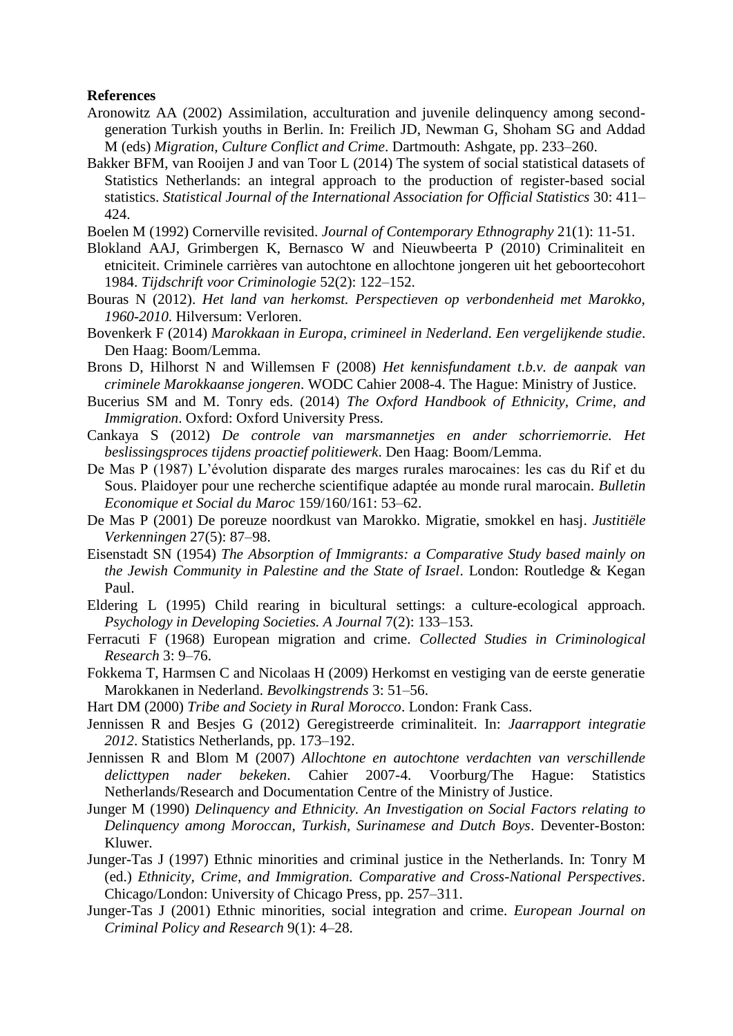**References**

Aronowitz AA (2002) Assimilation, acculturation and juvenile delinquency among second-generation Turkish youths in Berlin. In: Freilich JD, Newman G, Shoham SG and Addad M (eds) *Migration, Culture Conflict and Crime*. Dartmouth: Ashgate, pp. 233–260.

Bakker BFM, van Rooijen J and van Toor L (2014) The system of social statistical datasets of Statistics Netherlands: an integral approach to the production of register-based social statistics. *Statistical Journal of the International Association for Official Statistics* 30: 411–424.

Boelen M (1992) Cornerville revisited. *Journal of Contemporary Ethnography* 21(1): 11-51.

Blokland AAJ, Grimbergen K, Bernasco W and Nieuwbeerta P (2010) Criminaliteit en etniciteit. Criminele carrières van autochtone en allochtone jongeren uit het geboortecohort 1984. *Tijdschrift voor Criminologie* 52(2): 122–152.

Bouras N (2012). *Het land van herkomst. Perspectieven op verbondenheid met Marokko, 1960-2010*. Hilversum: Verloren.

Bovenkerk F (2014) *Marokkaan in Europa, crimineel in Nederland. Een vergelijkende studie*. Den Haag: Boom/Lemma.

Brons D, Hilhorst N and Willemsen F (2008) *Het kennisfundament t.b.v. de aanpak van criminele Marokkaanse jongeren*. WODC Cahier 2008-4. The Hague: Ministry of Justice.

Bucerius SM and M. Tonry eds. (2014) *The Oxford Handbook of Ethnicity, Crime, and Immigration*. Oxford: Oxford University Press.

Cankaya S (2012) *De controle van marsmannetjes en ander schorriemorrie. Het beslissingsproces tijdens proactief politiewerk*. Den Haag: Boom/Lemma.

De Mas P (1987) L'évolution disparate des marges rurales marocaines: les cas du Rif et du Sous. Plaidoyer pour une recherche scientifique adaptée au monde rural marocain. *Bulletin Economique et Social du Maroc* 159/160/161: 53–62.

De Mas P (2001) De poreuze noordkust van Marokko. Migratie, smokkel en hasj. *Justitiële Verkenningen* 27(5): 87–98.

Eisenstadt SN (1954) *The Absorption of Immigrants: a Comparative Study based mainly on the Jewish Community in Palestine and the State of Israel*. London: Routledge & Kegan Paul.

Eldering L (1995) Child rearing in bicultural settings: a culture-ecological approach. *Psychology in Developing Societies. A Journal* 7(2): 133–153.

Ferracuti F (1968) European migration and crime. *Collected Studies in Criminological Research* 3: 9–76.

Fokkema T, Harmsen C and Nicolaas H (2009) Herkomst en vestiging van de eerste generatie Marokkanen in Nederland. *Bevolkingstrends* 3: 51–56.

Hart DM (2000) *Tribe and Society in Rural Morocco*. London: Frank Cass.

Jennissen R and Besjes G (2012) Geregistreerde criminaliteit. In: *Jaarrapport integratie 2012*. Statistics Netherlands, pp. 173–192.

Jennissen R and Blom M (2007) *Allochtone en autochtone verdachten van verschillende delicttypen nader bekeken*. Cahier 2007-4. Voorburg/The Hague: Statistics Netherlands/Research and Documentation Centre of the Ministry of Justice.

Junger M (1990) *Delinquency and Ethnicity. An Investigation on Social Factors relating to Delinquency among Moroccan, Turkish, Surinamese and Dutch Boys*. Deventer-Boston: Kluwer.

Junger-Tas J (1997) Ethnic minorities and criminal justice in the Netherlands. In: Tonry M (ed.) *Ethnicity, Crime, and Immigration. Comparative and Cross-National Perspectives*. Chicago/London: University of Chicago Press, pp. 257–311.

Junger-Tas J (2001) Ethnic minorities, social integration and crime. *European Journal on Criminal Policy and Research* 9(1): 4–28.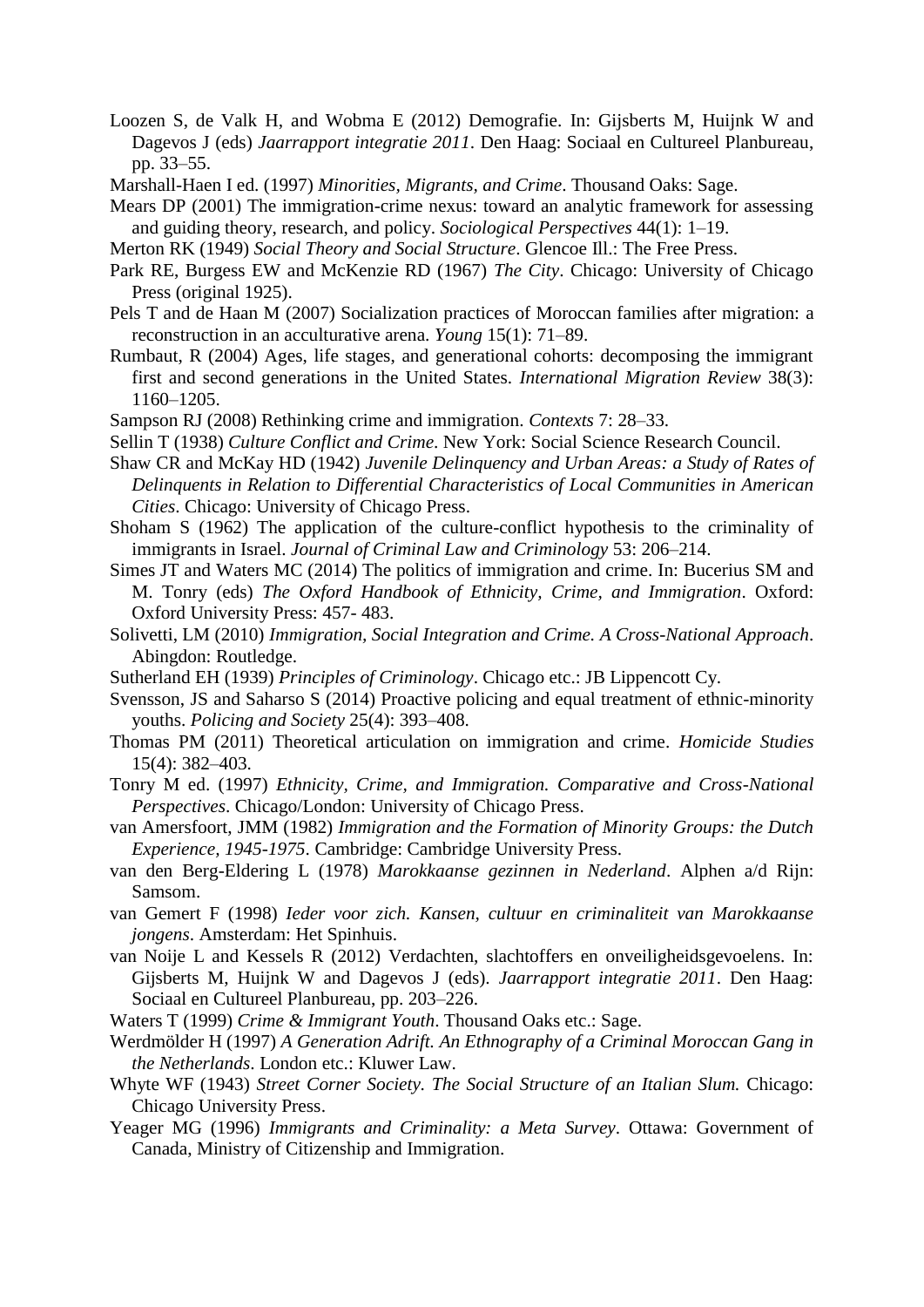Loozen S, de Valk H, and Wobma E (2012) Demografie. In: Gijsberts M, Huijnk W and Dagevos J (eds) *Jaarrapport integratie 2011*. Den Haag: Sociaal en Cultureel Planbureau, pp. 33–55.

Marshall-Haen I ed. (1997) *Minorities, Migrants, and Crime*. Thousand Oaks: Sage.

Mears DP (2001) The immigration-crime nexus: toward an analytic framework for assessing and guiding theory, research, and policy. *Sociological Perspectives* 44(1): 1–19.

Merton RK (1949) *Social Theory and Social Structure*. Glencoe Ill.: The Free Press.

Park RE, Burgess EW and McKenzie RD (1967) *The City*. Chicago: University of Chicago Press (original 1925).

Pels T and de Haan M (2007) Socialization practices of Moroccan families after migration: a reconstruction in an acculturative arena. *Young* 15(1): 71–89.

Rumbaut, R (2004) Ages, life stages, and generational cohorts: decomposing the immigrant first and second generations in the United States. *International Migration Review* 38(3): 1160–1205.

Sampson RJ (2008) Rethinking crime and immigration. *Contexts* 7: 28–33.

Sellin T (1938) *Culture Conflict and Crime*. New York: Social Science Research Council.

Shaw CR and McKay HD (1942) *Juvenile Delinquency and Urban Areas: a Study of Rates of Delinquents in Relation to Differential Characteristics of Local Communities in American Cities*. Chicago: University of Chicago Press.

Shoham S (1962) The application of the culture-conflict hypothesis to the criminality of immigrants in Israel. *Journal of Criminal Law and Criminology* 53: 206–214.

Simes JT and Waters MC (2014) The politics of immigration and crime. In: Bucerius SM and M. Tonry (eds) *The Oxford Handbook of Ethnicity, Crime, and Immigration*. Oxford: Oxford University Press: 457- 483.

Solivetti, LM (2010) *Immigration, Social Integration and Crime. A Cross-National Approach*. Abingdon: Routledge.

Sutherland EH (1939) *Principles of Criminology*. Chicago etc.: JB Lippencott Cy.

Svensson, JS and Saharso S (2014) Proactive policing and equal treatment of ethnic-minority youths. *Policing and Society* 25(4): 393–408.

Thomas PM (2011) Theoretical articulation on immigration and crime. *Homicide Studies* 15(4): 382–403.

Tonry M ed. (1997) *Ethnicity, Crime, and Immigration. Comparative and Cross-National Perspectives*. Chicago/London: University of Chicago Press.

van Amersfoort, JMM (1982) *Immigration and the Formation of Minority Groups: the Dutch Experience, 1945-1975*. Cambridge: Cambridge University Press.

van den Berg-Eldering L (1978) *Marokkaanse gezinnen in Nederland*. Alphen a/d Rijn: Samsom.

van Gemert F (1998) *Ieder voor zich. Kansen, cultuur en criminaliteit van Marokkaanse jongens*. Amsterdam: Het Spinhuis.

van Noije L and Kessels R (2012) Verdachten, slachtoffers en onveiligheidsgevoelens. In: Gijsberts M, Huijnk W and Dagevos J (eds). *Jaarrapport integratie 2011*. Den Haag: Sociaal en Cultureel Planbureau, pp. 203–226.

Waters T (1999) *Crime & Immigrant Youth*. Thousand Oaks etc.: Sage.

Werdmölder H (1997) *A Generation Adrift. An Ethnography of a Criminal Moroccan Gang in the Netherlands*. London etc.: Kluwer Law.

Whyte WF (1943) *Street Corner Society. The Social Structure of an Italian Slum.* Chicago: Chicago University Press.

Yeager MG (1996) *Immigrants and Criminality: a Meta Survey*. Ottawa: Government of Canada, Ministry of Citizenship and Immigration.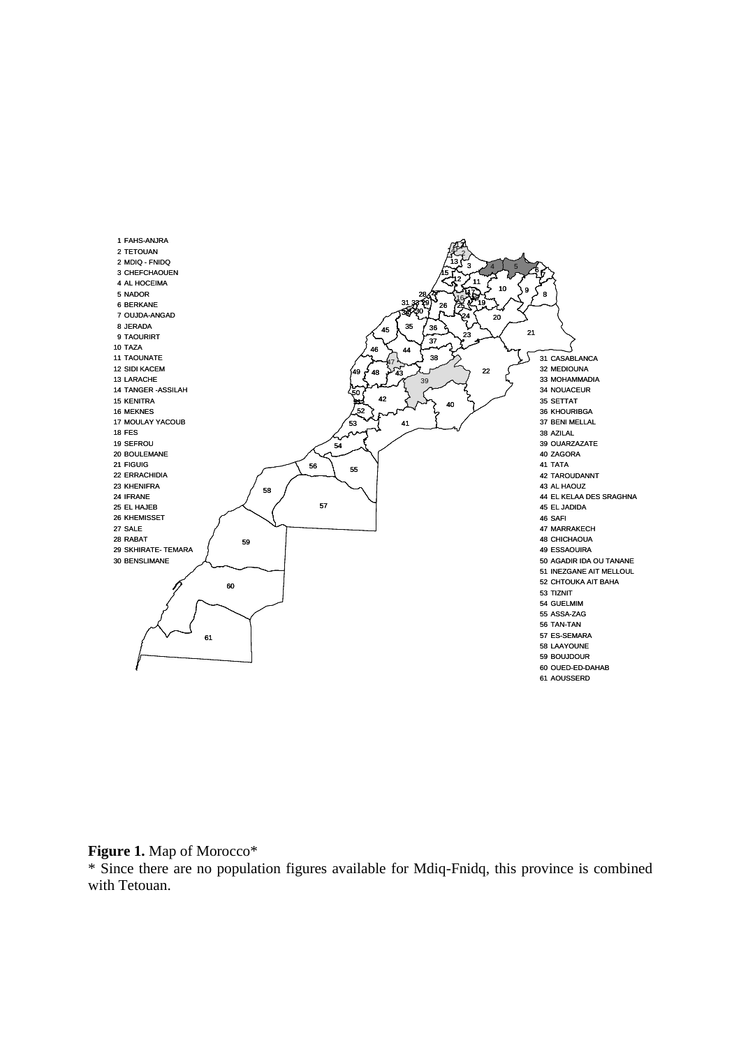1 FAHS-ANJRA
2 TETOUAN
2 MDIQ - FNIDQ
3 CHEFCHAOUEN
4 AL HOCEIMA
5 NADOR
6 BERKANE
7 OUJDA-ANGAD
8 JERADA
9 TAOURIRT
10 TAZA
11 TAOUNATE
12 SIDI KACEM
13 LARACHE
14 TANGER -ASSILAH
15 KENITRA
16 MEKNES
17 MOULAY YACOUB
18 FES
19 SEFROU
20 BOULEMANE
21 FIGUIG
22 ERRACHIDIA
23 KHENIFRA
24 IFRANE
25 EL HAJEB
26 KHEMISSET
27 SALE
28 RABAT
29 SKHIRATE- TEMARA
30 BENSLIMANE

31 CASABLANCA
32 MEDIOUNA
33 MOHAMMADIA
34 NOUACEUR
35 SETTAT
36 KHOURIBGA
37 BENI MELLAL
38 AZILAL
39 OUARZAZATE
40 ZAGORA
41 TATA
42 TAROUDANNT
43 AL HAOUZ
44 EL KELAA DES SRAGHNA
45 EL JADIDA
46 SAFI
47 MARRAKECH
48 CHICHAOUA
49 ESSAOUIRA
50 AGADIR IDA OU TANANE
51 INEZGANE AIT MELLOUL
52 CHTOUKA AIT BAHA
53 TIZNIT
54 GUELMIM
55 ASSA-ZAG
56 TAN-TAN
57 ES-SEMARA
58 LAAYOUNE
59 BOUJDOUR
60 OUED-ED-DAHAB
61 AOUSSERD

**Figure 1.** Map of Morocco*

* Since there are no population figures available for Mdiq-Fnidq, this province is combined with Tetouan.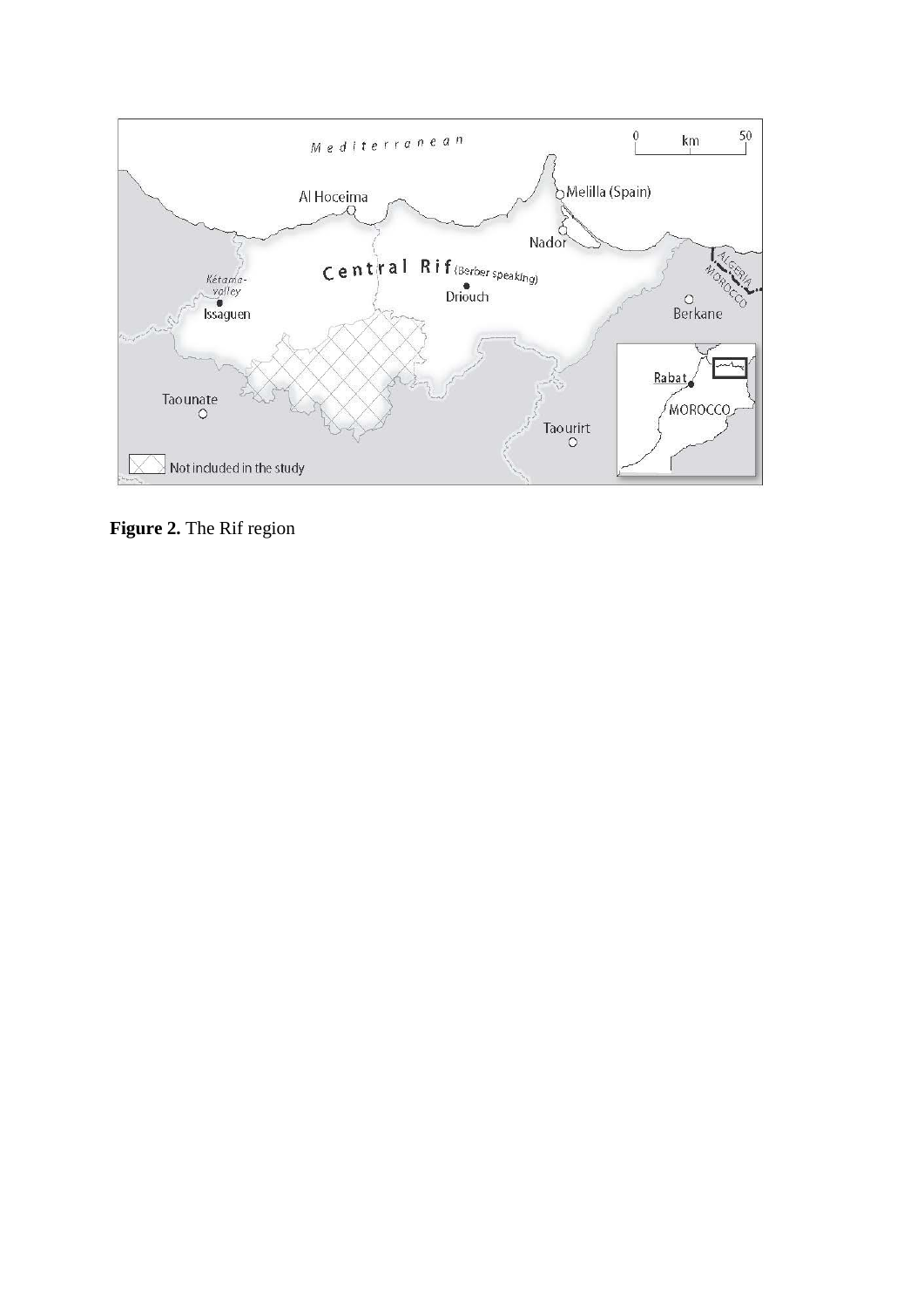Mediterranean

0 km 50

Al Hoceima

Melilla (Spain)

Nador

Central Rif (Berber speaking)

Kétama-valley

Issaguen

Driouch

ALGERIA

MOROCCO

Berkane

Rabat

MOROCCO

Taounate

Taourirt

Not included in the study

**Figure 2.** The Rif region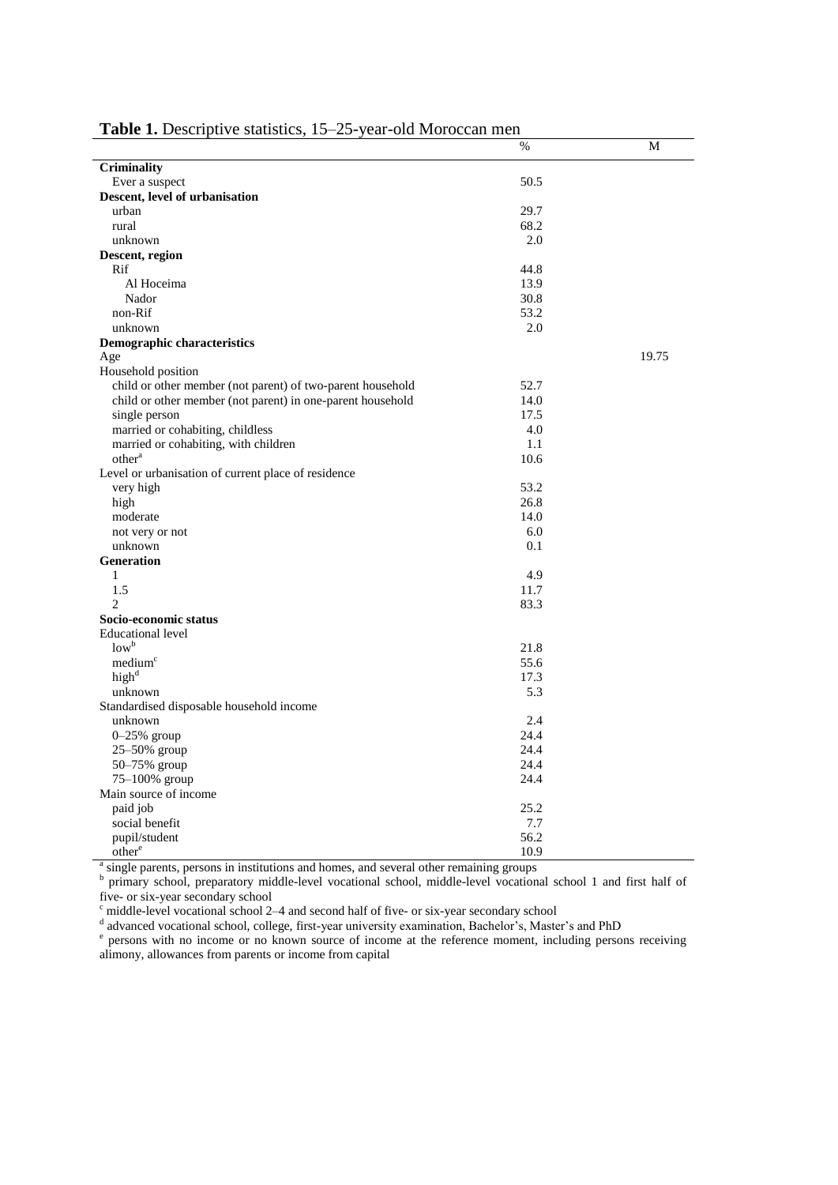**Table 1.** Descriptive statistics, 15–25-year-old Moroccan men

| | % | M |
|---|---|---|
| **Criminality** | | |
| Ever a suspect | 50.5 | |
| **Descent, level of urbanisation** | | |
| urban | 29.7 | |
| rural | 68.2 | |
| unknown | 2.0 | |
| **Descent, region** | | |
| Rif | 44.8 | |
| Al Hoceima | 13.9 | |
| Nador | 30.8 | |
| non-Rif | 53.2 | |
| unknown | 2.0 | |
| **Demographic characteristics** | | |
| Age | | 19.75 |
| Household position | | |
| child or other member (not parent) of two-parent household | 52.7 | |
| child or other member (not parent) in one-parent household | 14.0 | |
| single person | 17.5 | |
| married or cohabiting, childless | 4.0 | |
| married or cohabiting, with children | 1.1 | |
| other[a] | 10.6 | |
| Level or urbanisation of current place of residence | | |
| very high | 53.2 | |
| high | 26.8 | |
| moderate | 14.0 | |
| not very or not | 6.0 | |
| unknown | 0.1 | |
| **Generation** | | |
| 1 | 4.9 | |
| 1.5 | 11.7 | |
| 2 | 83.3 | |
| **Socio-economic status** | | |
| Educational level | | |
| low[b] | 21.8 | |
| medium[c] | 55.6 | |
| high[d] | 17.3 | |
| unknown | 5.3 | |
| Standardised disposable household income | | |
| unknown | 2.4 | |
| 0–25% group | 24.4 | |
| 25–50% group | 24.4 | |
| 50–75% group | 24.4 | |
| 75–100% group | 24.4 | |
| Main source of income | | |
| paid job | 25.2 | |
| social benefit | 7.7 | |
| pupil/student | 56.2 | |
| other[e] | 10.9 | |

[a] single parents, persons in institutions and homes, and several other remaining groups

[b] primary school, preparatory middle-level vocational school, middle-level vocational school 1 and first half of five- or six-year secondary school

[c] middle-level vocational school 2–4 and second half of five- or six-year secondary school

[d] advanced vocational school, college, first-year university examination, Bachelor's, Master's and PhD

[e] persons with no income or no known source of income at the reference moment, including persons receiving alimony, allowances from parents or income from capital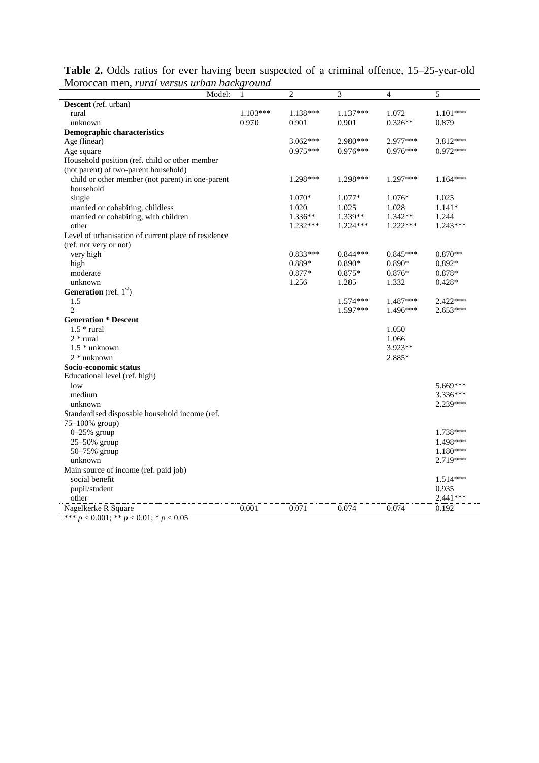**Table 2.** Odds ratios for ever having been suspected of a criminal offence, 15–25-year-old Moroccan men, *rural versus urban background*

| Model: | 1 | 2 | 3 | 4 | 5 |
|---|---|---|---|---|---|
| **Descent** (ref. urban) | | | | | |
| rural | 1.103*** | 1.138*** | 1.137*** | 1.072 | 1.101*** |
| unknown | 0.970 | 0.901 | 0.901 | 0.326** | 0.879 |
| **Demographic characteristics** | | | | | |
| Age (linear) | | 3.062*** | 2.980*** | 2.977*** | 3.812*** |
| Age square | | 0.975*** | 0.976*** | 0.976*** | 0.972*** |
| Household position (ref. child or other member (not parent) of two-parent household) | | | | | |
| child or other member (not parent) in one-parent household | | 1.298*** | 1.298*** | 1.297*** | 1.164*** |
| single | | 1.070* | 1.077* | 1.076* | 1.025 |
| married or cohabiting, childless | | 1.020 | 1.025 | 1.028 | 1.141* |
| married or cohabiting, with children | | 1.336** | 1.339** | 1.342** | 1.244 |
| other | | 1.232*** | 1.224*** | 1.222*** | 1.243*** |
| Level of urbanisation of current place of residence (ref. not very or not) | | | | | |
| very high | | 0.833*** | 0.844*** | 0.845*** | 0.870** |
| high | | 0.889* | 0.890* | 0.890* | 0.892* |
| moderate | | 0.877* | 0.875* | 0.876* | 0.878* |
| unknown | | 1.256 | 1.285 | 1.332 | 0.428* |
| **Generation** (ref. 1st) | | | | | |
| 1.5 | | | 1.574*** | 1.487*** | 2.422*** |
| 2 | | | 1.597*** | 1.496*** | 2.653*** |
| **Generation * Descent** | | | | | |
| 1.5 * rural | | | | 1.050 | |
| 2 * rural | | | | 1.066 | |
| 1.5 * unknown | | | | 3.923** | |
| 2 * unknown | | | | 2.885* | |
| **Socio-economic status** | | | | | |
| Educational level (ref. high) | | | | | |
| low | | | | | 5.669*** |
| medium | | | | | 3.336*** |
| unknown | | | | | 2.239*** |
| Standardised disposable household income (ref. 75–100% group) | | | | | |
| 0–25% group | | | | | 1.738*** |
| 25–50% group | | | | | 1.498*** |
| 50–75% group | | | | | 1.180*** |
| unknown | | | | | 2.719*** |
| Main source of income (ref. paid job) | | | | | |
| social benefit | | | | | 1.514*** |
| pupil/student | | | | | 0.935 |
| other | | | | | 2.441*** |
| Nagelkerke R Square | 0.001 | 0.071 | 0.074 | 0.074 | 0.192 |

*** $p < 0.001$; ** $p < 0.01$; * $p < 0.05$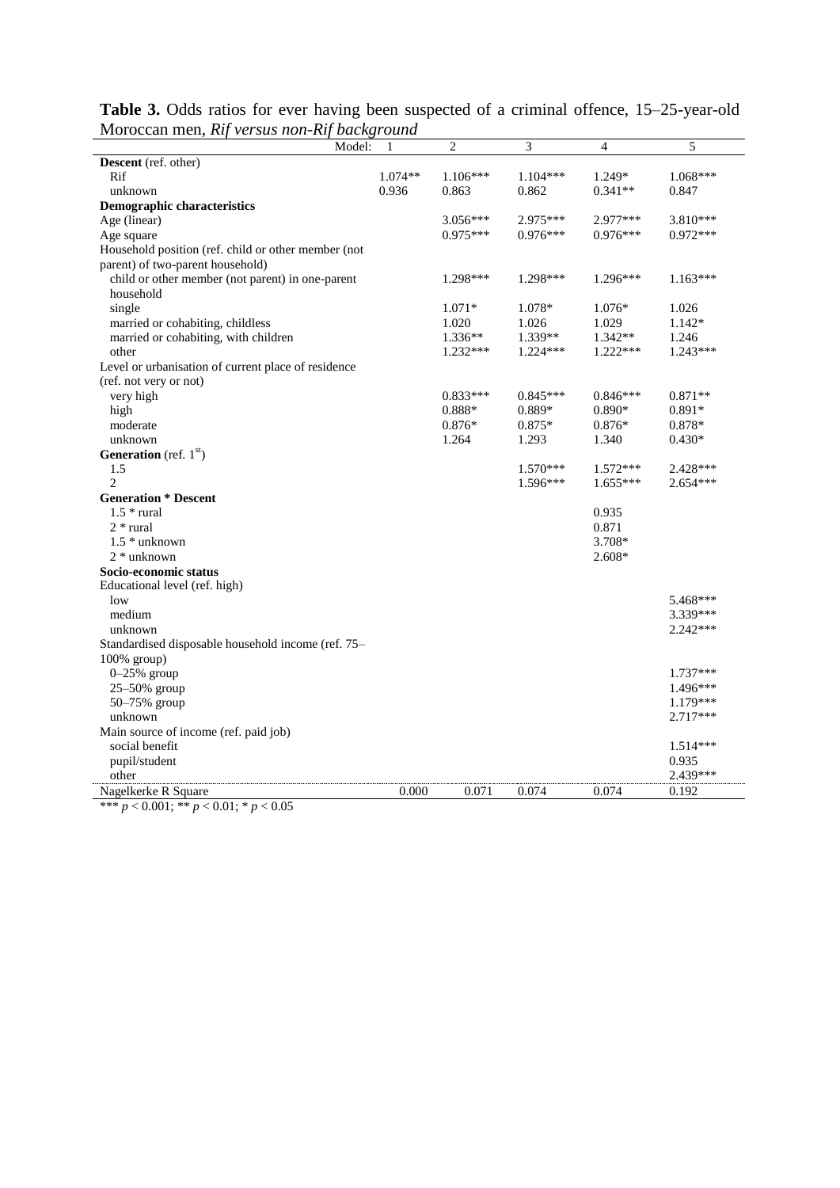**Table 3.** Odds ratios for ever having been suspected of a criminal offence, 15–25-year-old Moroccan men, *Rif versus non-Rif background*

| Model: | 1 | 2 | 3 | 4 | 5 |
|---|---|---|---|---|---|
| **Descent** (ref. other) | | | | | |
| Rif | 1.074** | 1.106*** | 1.104*** | 1.249* | 1.068*** |
| unknown | 0.936 | 0.863 | 0.862 | 0.341** | 0.847 |
| **Demographic characteristics** | | | | | |
| Age (linear) | | 3.056*** | 2.975*** | 2.977*** | 3.810*** |
| Age square | | 0.975*** | 0.976*** | 0.976*** | 0.972*** |
| Household position (ref. child or other member (not parent) of two-parent household) | | | | | |
| child or other member (not parent) in one-parent household | | 1.298*** | 1.298*** | 1.296*** | 1.163*** |
| single | | 1.071* | 1.078* | 1.076* | 1.026 |
| married or cohabiting, childless | | 1.020 | 1.026 | 1.029 | 1.142* |
| married or cohabiting, with children | | 1.336** | 1.339** | 1.342** | 1.246 |
| other | | 1.232*** | 1.224*** | 1.222*** | 1.243*** |
| Level or urbanisation of current place of residence (ref. not very or not) | | | | | |
| very high | | 0.833*** | 0.845*** | 0.846*** | 0.871** |
| high | | 0.888* | 0.889* | 0.890* | 0.891* |
| moderate | | 0.876* | 0.875* | 0.876* | 0.878* |
| unknown | | 1.264 | 1.293 | 1.340 | 0.430* |
| **Generation** (ref. 1st) | | | | | |
| 1.5 | | | 1.570*** | 1.572*** | 2.428*** |
| 2 | | | 1.596*** | 1.655*** | 2.654*** |
| **Generation * Descent** | | | | | |
| 1.5 * rural | | | | 0.935 | |
| 2 * rural | | | | 0.871 | |
| 1.5 * unknown | | | | 3.708* | |
| 2 * unknown | | | | 2.608* | |
| **Socio-economic status** | | | | | |
| Educational level (ref. high) | | | | | |
| low | | | | | 5.468*** |
| medium | | | | | 3.339*** |
| unknown | | | | | 2.242*** |
| Standardised disposable household income (ref. 75–100% group) | | | | | |
| 0–25% group | | | | | 1.737*** |
| 25–50% group | | | | | 1.496*** |
| 50–75% group | | | | | 1.179*** |
| unknown | | | | | 2.717*** |
| Main source of income (ref. paid job) | | | | | |
| social benefit | | | | | 1.514*** |
| pupil/student | | | | | 0.935 |
| other | | | | | 2.439*** |
| Nagelkerke R Square | 0.000 | 0.071 | 0.074 | 0.074 | 0.192 |

*** $p < 0.001$; ** $p < 0.01$; * $p < 0.05$